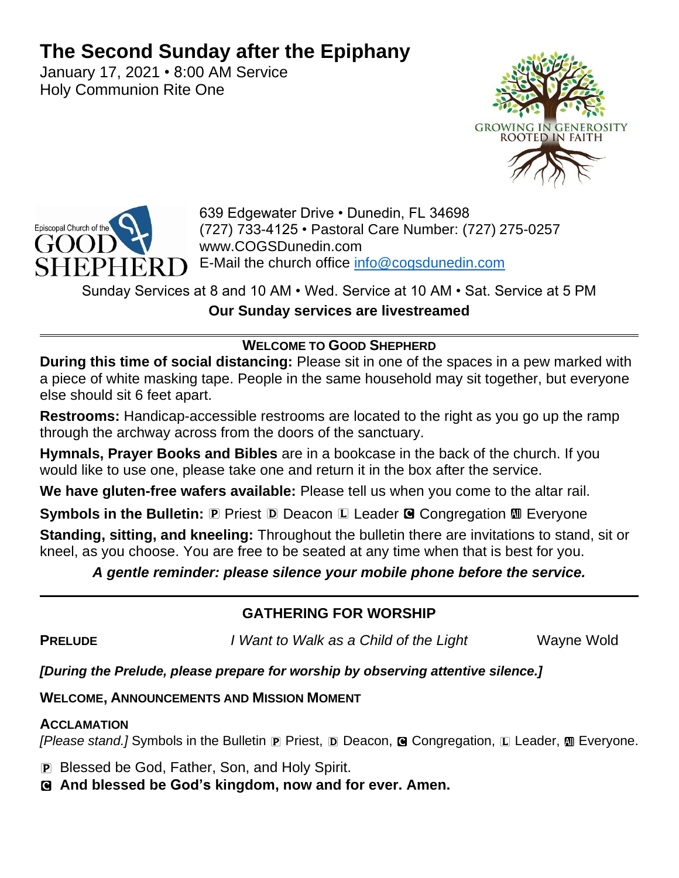# The Second Sunday after the Epiphany

January 17, 2021 • 8:00 AM Service
Holy Communion Rite One

GROWING IN GENEROSITY
ROOTED IN FAITH

Episcopal Church of the GOOD SHEPHERD

639 Edgewater Drive • Dunedin, FL 34698
(727) 733-4125 • Pastoral Care Number: (727) 275-0257
www.COGSDunedin.com
E-Mail the church office info@cogsdunedin.com

Sunday Services at 8 and 10 AM • Wed. Service at 10 AM • Sat. Service at 5 PM

**Our Sunday services are livestreamed**

---

## WELCOME TO GOOD SHEPHERD

**During this time of social distancing:** Please sit in one of the spaces in a pew marked with a piece of white masking tape. People in the same household may sit together, but everyone else should sit 6 feet apart.

**Restrooms:** Handicap-accessible restrooms are located to the right as you go up the ramp through the archway across from the doors of the sanctuary.

**Hymnals, Prayer Books and Bibles** are in a bookcase in the back of the church. If you would like to use one, please take one and return it in the box after the service.

**We have gluten-free wafers available:** Please tell us when you come to the altar rail.

**Symbols in the Bulletin:** P Priest D Deacon L Leader C Congregation All Everyone

**Standing, sitting, and kneeling:** Throughout the bulletin there are invitations to stand, sit or kneel, as you choose. You are free to be seated at any time when that is best for you.

***A gentle reminder: please silence your mobile phone before the service.***

---

## GATHERING FOR WORSHIP

**PRELUDE** *I Want to Walk as a Child of the Light* Wayne Wold

***[During the Prelude, please prepare for worship by observing attentive silence.]***

**WELCOME, ANNOUNCEMENTS AND MISSION MOMENT**

**ACCLAMATION**
*[Please stand.]* Symbols in the Bulletin P Priest, D Deacon, C Congregation, L Leader, All Everyone.

P Blessed be God, Father, Son, and Holy Spirit.
C **And blessed be God's kingdom, now and for ever. Amen.**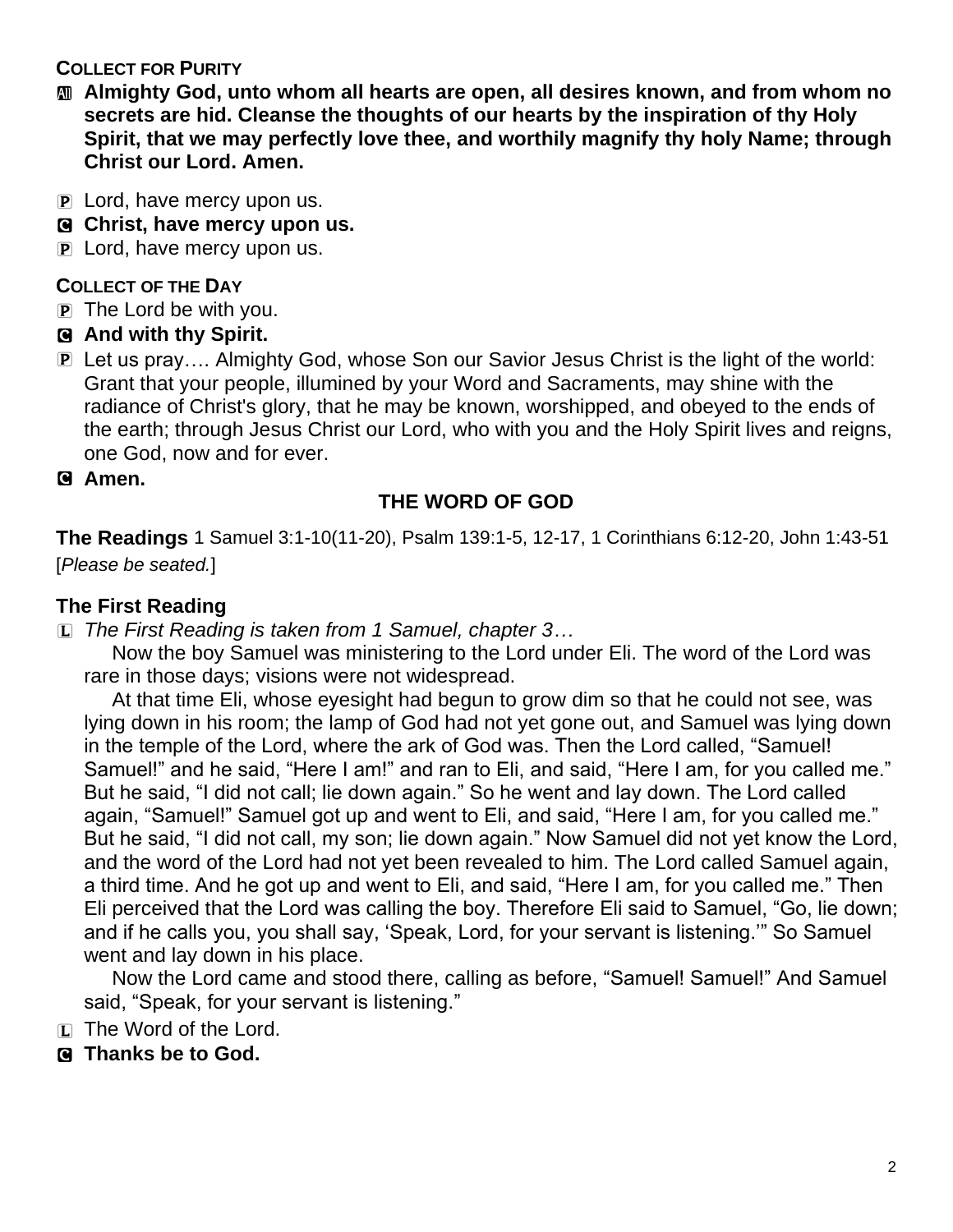**COLLECT FOR PURITY**

All **Almighty God, unto whom all hearts are open, all desires known, and from whom no secrets are hid. Cleanse the thoughts of our hearts by the inspiration of thy Holy Spirit, that we may perfectly love thee, and worthily magnify thy holy Name; through Christ our Lord. Amen.**

P Lord, have mercy upon us.

C **Christ, have mercy upon us.**

P Lord, have mercy upon us.

**COLLECT OF THE DAY**

P The Lord be with you.

C **And with thy Spirit.**

P Let us pray…. Almighty God, whose Son our Savior Jesus Christ is the light of the world: Grant that your people, illumined by your Word and Sacraments, may shine with the radiance of Christ's glory, that he may be known, worshipped, and obeyed to the ends of the earth; through Jesus Christ our Lord, who with you and the Holy Spirit lives and reigns, one God, now and for ever.

C **Amen.**

## THE WORD OF GOD

**The Readings** 1 Samuel 3:1-10(11-20), Psalm 139:1-5, 12-17, 1 Corinthians 6:12-20, John 1:43-51 [*Please be seated.*]

### The First Reading

L *The First Reading is taken from 1 Samuel, chapter 3…*

Now the boy Samuel was ministering to the Lord under Eli. The word of the Lord was rare in those days; visions were not widespread.

At that time Eli, whose eyesight had begun to grow dim so that he could not see, was lying down in his room; the lamp of God had not yet gone out, and Samuel was lying down in the temple of the Lord, where the ark of God was. Then the Lord called, "Samuel! Samuel!" and he said, "Here I am!" and ran to Eli, and said, "Here I am, for you called me." But he said, "I did not call; lie down again." So he went and lay down. The Lord called again, "Samuel!" Samuel got up and went to Eli, and said, "Here I am, for you called me." But he said, "I did not call, my son; lie down again." Now Samuel did not yet know the Lord, and the word of the Lord had not yet been revealed to him. The Lord called Samuel again, a third time. And he got up and went to Eli, and said, "Here I am, for you called me." Then Eli perceived that the Lord was calling the boy. Therefore Eli said to Samuel, "Go, lie down; and if he calls you, you shall say, 'Speak, Lord, for your servant is listening.'" So Samuel went and lay down in his place.

Now the Lord came and stood there, calling as before, "Samuel! Samuel!" And Samuel said, "Speak, for your servant is listening."

L The Word of the Lord.

C **Thanks be to God.**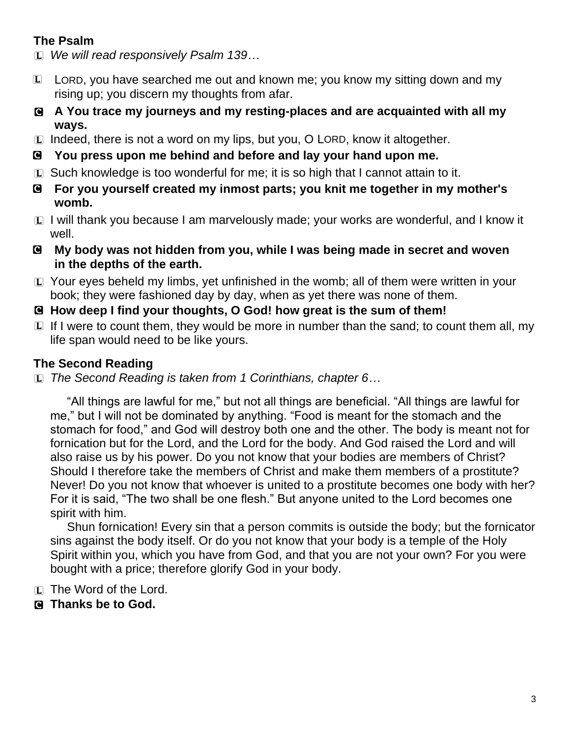**The Psalm**

L *We will read responsively Psalm 139…*

L LORD, you have searched me out and known me; you know my sitting down and my rising up; you discern my thoughts from afar.

C **A You trace my journeys and my resting-places and are acquainted with all my ways.**

L Indeed, there is not a word on my lips, but you, O LORD, know it altogether.

C **You press upon me behind and before and lay your hand upon me.**

L Such knowledge is too wonderful for me; it is so high that I cannot attain to it.

C **For you yourself created my inmost parts; you knit me together in my mother's womb.**

L I will thank you because I am marvelously made; your works are wonderful, and I know it well.

C **My body was not hidden from you, while I was being made in secret and woven in the depths of the earth.**

L Your eyes beheld my limbs, yet unfinished in the womb; all of them were written in your book; they were fashioned day by day, when as yet there was none of them.

C **How deep I find your thoughts, O God! how great is the sum of them!**

L If I were to count them, they would be more in number than the sand; to count them all, my life span would need to be like yours.

**The Second Reading**

L *The Second Reading is taken from 1 Corinthians, chapter 6…*

"All things are lawful for me," but not all things are beneficial. "All things are lawful for me," but I will not be dominated by anything. "Food is meant for the stomach and the stomach for food," and God will destroy both one and the other. The body is meant not for fornication but for the Lord, and the Lord for the body. And God raised the Lord and will also raise us by his power. Do you not know that your bodies are members of Christ? Should I therefore take the members of Christ and make them members of a prostitute? Never! Do you not know that whoever is united to a prostitute becomes one body with her? For it is said, "The two shall be one flesh." But anyone united to the Lord becomes one spirit with him.

Shun fornication! Every sin that a person commits is outside the body; but the fornicator sins against the body itself. Or do you not know that your body is a temple of the Holy Spirit within you, which you have from God, and that you are not your own? For you were bought with a price; therefore glorify God in your body.

L The Word of the Lord.

C **Thanks be to God.**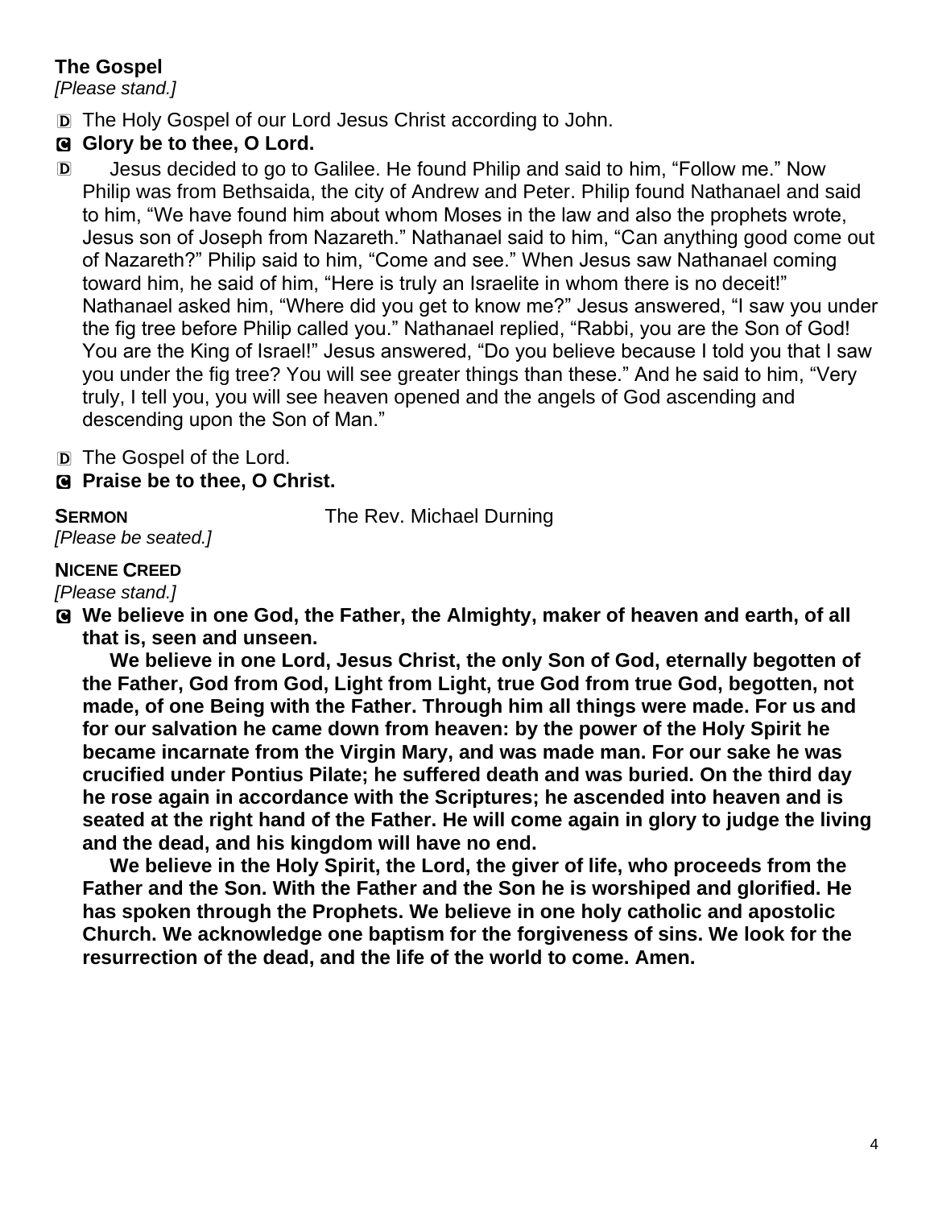**The Gospel**

*[Please stand.]*

D The Holy Gospel of our Lord Jesus Christ according to John.

C **Glory be to thee, O Lord.**

D Jesus decided to go to Galilee. He found Philip and said to him, "Follow me." Now Philip was from Bethsaida, the city of Andrew and Peter. Philip found Nathanael and said to him, "We have found him about whom Moses in the law and also the prophets wrote, Jesus son of Joseph from Nazareth." Nathanael said to him, "Can anything good come out of Nazareth?" Philip said to him, "Come and see." When Jesus saw Nathanael coming toward him, he said of him, "Here is truly an Israelite in whom there is no deceit!" Nathanael asked him, "Where did you get to know me?" Jesus answered, "I saw you under the fig tree before Philip called you." Nathanael replied, "Rabbi, you are the Son of God! You are the King of Israel!" Jesus answered, "Do you believe because I told you that I saw you under the fig tree? You will see greater things than these." And he said to him, "Very truly, I tell you, you will see heaven opened and the angels of God ascending and descending upon the Son of Man."

D The Gospel of the Lord.

C **Praise be to thee, O Christ.**

**SERMON** The Rev. Michael Durning

*[Please be seated.]*

**NICENE CREED**

*[Please stand.]*

C **We believe in one God, the Father, the Almighty, maker of heaven and earth, of all that is, seen and unseen.**

**We believe in one Lord, Jesus Christ, the only Son of God, eternally begotten of the Father, God from God, Light from Light, true God from true God, begotten, not made, of one Being with the Father. Through him all things were made. For us and for our salvation he came down from heaven: by the power of the Holy Spirit he became incarnate from the Virgin Mary, and was made man. For our sake he was crucified under Pontius Pilate; he suffered death and was buried. On the third day he rose again in accordance with the Scriptures; he ascended into heaven and is seated at the right hand of the Father. He will come again in glory to judge the living and the dead, and his kingdom will have no end.**

**We believe in the Holy Spirit, the Lord, the giver of life, who proceeds from the Father and the Son. With the Father and the Son he is worshiped and glorified. He has spoken through the Prophets. We believe in one holy catholic and apostolic Church. We acknowledge one baptism for the forgiveness of sins. We look for the resurrection of the dead, and the life of the world to come. Amen.**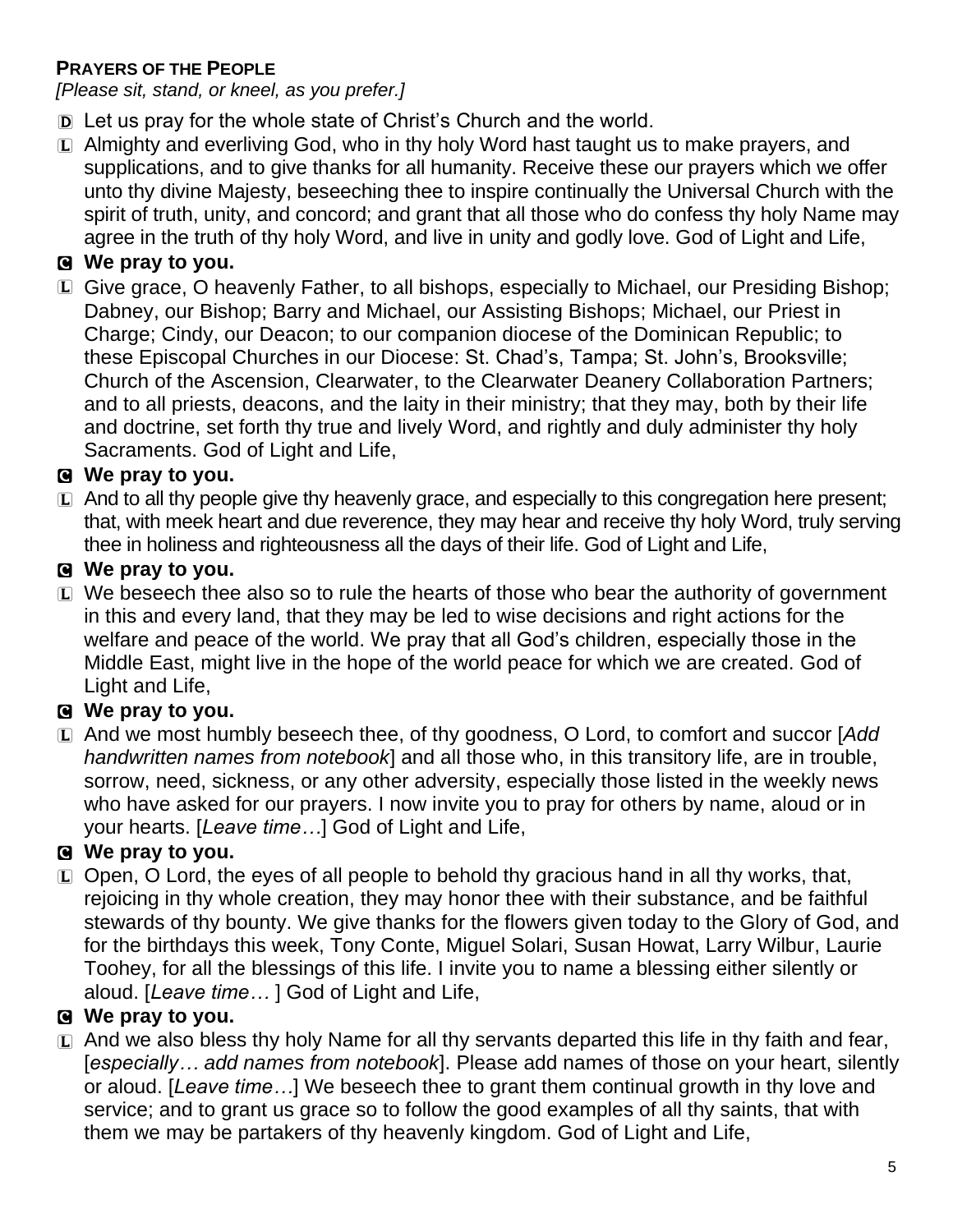**PRAYERS OF THE PEOPLE**

*[Please sit, stand, or kneel, as you prefer.]*

D Let us pray for the whole state of Christ's Church and the world.

L Almighty and everliving God, who in thy holy Word hast taught us to make prayers, and supplications, and to give thanks for all humanity. Receive these our prayers which we offer unto thy divine Majesty, beseeching thee to inspire continually the Universal Church with the spirit of truth, unity, and concord; and grant that all those who do confess thy holy Name may agree in the truth of thy holy Word, and live in unity and godly love. God of Light and Life,

**C We pray to you.**

L Give grace, O heavenly Father, to all bishops, especially to Michael, our Presiding Bishop; Dabney, our Bishop; Barry and Michael, our Assisting Bishops; Michael, our Priest in Charge; Cindy, our Deacon; to our companion diocese of the Dominican Republic; to these Episcopal Churches in our Diocese: St. Chad's, Tampa; St. John's, Brooksville; Church of the Ascension, Clearwater, to the Clearwater Deanery Collaboration Partners; and to all priests, deacons, and the laity in their ministry; that they may, both by their life and doctrine, set forth thy true and lively Word, and rightly and duly administer thy holy Sacraments. God of Light and Life,

**C We pray to you.**

L And to all thy people give thy heavenly grace, and especially to this congregation here present; that, with meek heart and due reverence, they may hear and receive thy holy Word, truly serving thee in holiness and righteousness all the days of their life. God of Light and Life,

**C We pray to you.**

L We beseech thee also so to rule the hearts of those who bear the authority of government in this and every land, that they may be led to wise decisions and right actions for the welfare and peace of the world. We pray that all God's children, especially those in the Middle East, might live in the hope of the world peace for which we are created. God of Light and Life,

**C We pray to you.**

L And we most humbly beseech thee, of thy goodness, O Lord, to comfort and succor [*Add handwritten names from notebook*] and all those who, in this transitory life, are in trouble, sorrow, need, sickness, or any other adversity, especially those listed in the weekly news who have asked for our prayers. I now invite you to pray for others by name, aloud or in your hearts. [*Leave time…*] God of Light and Life,

**C We pray to you.**

L Open, O Lord, the eyes of all people to behold thy gracious hand in all thy works, that, rejoicing in thy whole creation, they may honor thee with their substance, and be faithful stewards of thy bounty. We give thanks for the flowers given today to the Glory of God, and for the birthdays this week, Tony Conte, Miguel Solari, Susan Howat, Larry Wilbur, Laurie Toohey, for all the blessings of this life. I invite you to name a blessing either silently or aloud. [*Leave time…* ] God of Light and Life,

**C We pray to you.**

L And we also bless thy holy Name for all thy servants departed this life in thy faith and fear, [*especially… add names from notebook*]. Please add names of those on your heart, silently or aloud. [*Leave time…*] We beseech thee to grant them continual growth in thy love and service; and to grant us grace so to follow the good examples of all thy saints, that with them we may be partakers of thy heavenly kingdom. God of Light and Life,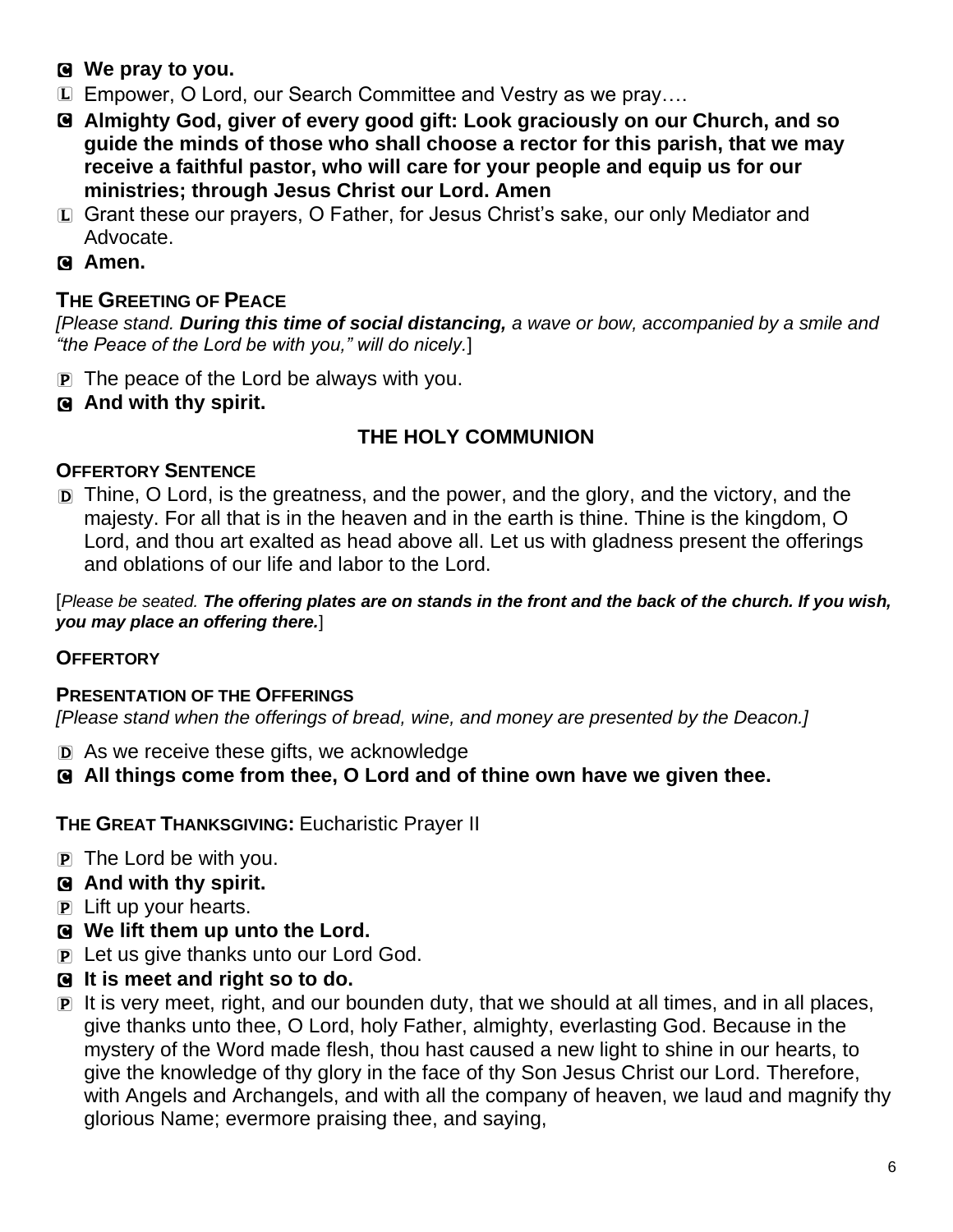**C** **We pray to you.**

**L** Empower, O Lord, our Search Committee and Vestry as we pray….

**C** **Almighty God, giver of every good gift: Look graciously on our Church, and so guide the minds of those who shall choose a rector for this parish, that we may receive a faithful pastor, who will care for your people and equip us for our ministries; through Jesus Christ our Lord. Amen**

**L** Grant these our prayers, O Father, for Jesus Christ's sake, our only Mediator and Advocate.

**C** **Amen.**

### THE GREETING OF PEACE

*[Please stand. **During this time of social distancing,** a wave or bow, accompanied by a smile and "the Peace of the Lord be with you," will do nicely.*]

**P** The peace of the Lord be always with you.

**C** **And with thy spirit.**

## THE HOLY COMMUNION

### OFFERTORY SENTENCE

**D** Thine, O Lord, is the greatness, and the power, and the glory, and the victory, and the majesty. For all that is in the heaven and in the earth is thine. Thine is the kingdom, O Lord, and thou art exalted as head above all. Let us with gladness present the offerings and oblations of our life and labor to the Lord.

[*Please be seated. **The offering plates are on stands in the front and the back of the church. If you wish, you may place an offering there.***]

### OFFERTORY

### PRESENTATION OF THE OFFERINGS

*[Please stand when the offerings of bread, wine, and money are presented by the Deacon.]*

**D** As we receive these gifts, we acknowledge

**C** **All things come from thee, O Lord and of thine own have we given thee.**

### THE GREAT THANKSGIVING: Eucharistic Prayer II

**P** The Lord be with you.

**C** **And with thy spirit.**

**P** Lift up your hearts.

**C** **We lift them up unto the Lord.**

**P** Let us give thanks unto our Lord God.

**C** **It is meet and right so to do.**

**P** It is very meet, right, and our bounden duty, that we should at all times, and in all places, give thanks unto thee, O Lord, holy Father, almighty, everlasting God. Because in the mystery of the Word made flesh, thou hast caused a new light to shine in our hearts, to give the knowledge of thy glory in the face of thy Son Jesus Christ our Lord. Therefore, with Angels and Archangels, and with all the company of heaven, we laud and magnify thy glorious Name; evermore praising thee, and saying,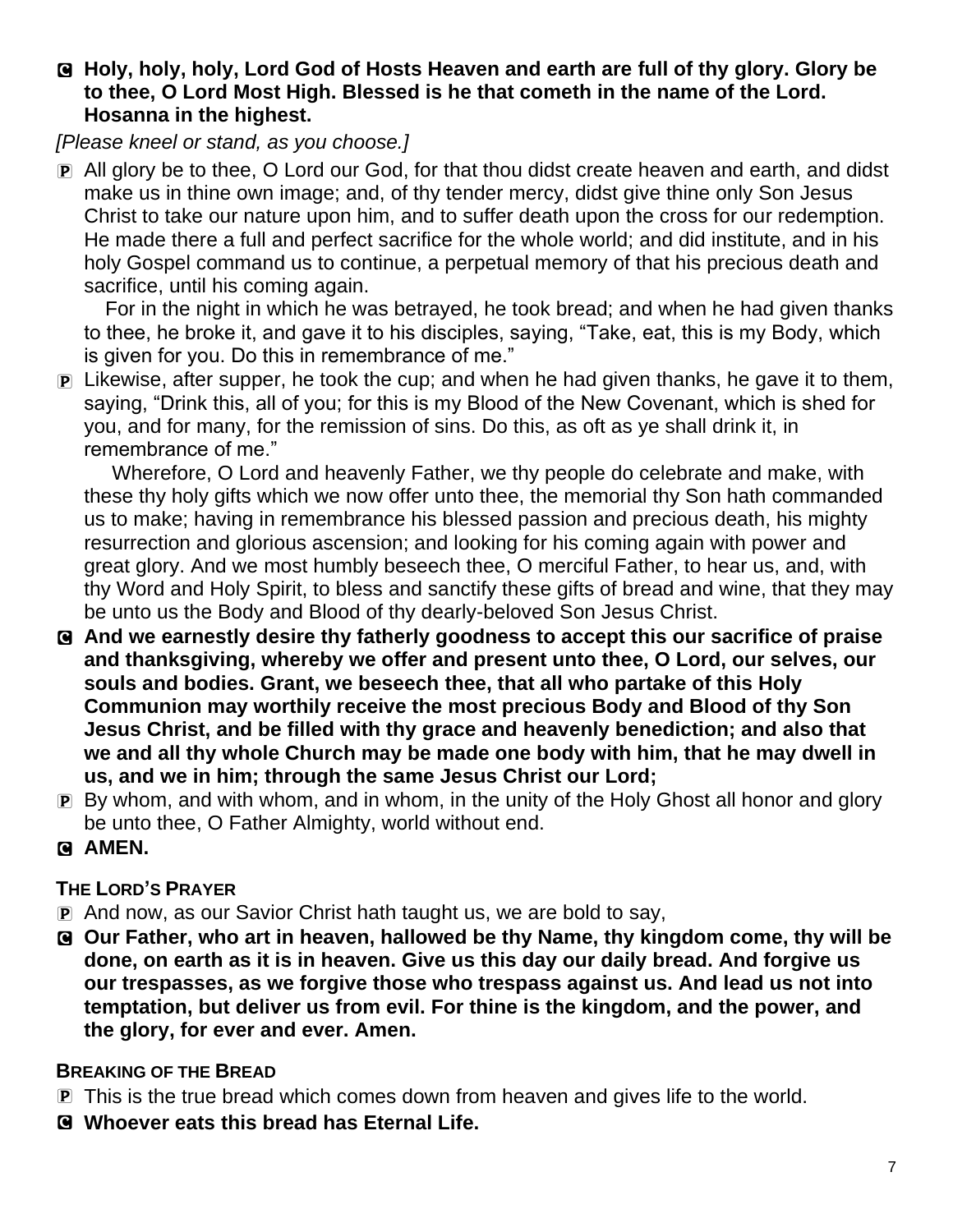**C Holy, holy, holy, Lord God of Hosts Heaven and earth are full of thy glory. Glory be to thee, O Lord Most High. Blessed is he that cometh in the name of the Lord. Hosanna in the highest.**

*[Please kneel or stand, as you choose.]*

P All glory be to thee, O Lord our God, for that thou didst create heaven and earth, and didst make us in thine own image; and, of thy tender mercy, didst give thine only Son Jesus Christ to take our nature upon him, and to suffer death upon the cross for our redemption. He made there a full and perfect sacrifice for the whole world; and did institute, and in his holy Gospel command us to continue, a perpetual memory of that his precious death and sacrifice, until his coming again.

For in the night in which he was betrayed, he took bread; and when he had given thanks to thee, he broke it, and gave it to his disciples, saying, "Take, eat, this is my Body, which is given for you. Do this in remembrance of me."

P Likewise, after supper, he took the cup; and when he had given thanks, he gave it to them, saying, "Drink this, all of you; for this is my Blood of the New Covenant, which is shed for you, and for many, for the remission of sins. Do this, as oft as ye shall drink it, in remembrance of me."

Wherefore, O Lord and heavenly Father, we thy people do celebrate and make, with these thy holy gifts which we now offer unto thee, the memorial thy Son hath commanded us to make; having in remembrance his blessed passion and precious death, his mighty resurrection and glorious ascension; and looking for his coming again with power and great glory. And we most humbly beseech thee, O merciful Father, to hear us, and, with thy Word and Holy Spirit, to bless and sanctify these gifts of bread and wine, that they may be unto us the Body and Blood of thy dearly-beloved Son Jesus Christ.

**C And we earnestly desire thy fatherly goodness to accept this our sacrifice of praise and thanksgiving, whereby we offer and present unto thee, O Lord, our selves, our souls and bodies. Grant, we beseech thee, that all who partake of this Holy Communion may worthily receive the most precious Body and Blood of thy Son Jesus Christ, and be filled with thy grace and heavenly benediction; and also that we and all thy whole Church may be made one body with him, that he may dwell in us, and we in him; through the same Jesus Christ our Lord;**

P By whom, and with whom, and in whom, in the unity of the Holy Ghost all honor and glory be unto thee, O Father Almighty, world without end.

**C AMEN.**

**THE LORD'S PRAYER**

P And now, as our Savior Christ hath taught us, we are bold to say,

**C Our Father, who art in heaven, hallowed be thy Name, thy kingdom come, thy will be done, on earth as it is in heaven. Give us this day our daily bread. And forgive us our trespasses, as we forgive those who trespass against us. And lead us not into temptation, but deliver us from evil. For thine is the kingdom, and the power, and the glory, for ever and ever. Amen.**

**BREAKING OF THE BREAD**

P This is the true bread which comes down from heaven and gives life to the world.

**C Whoever eats this bread has Eternal Life.**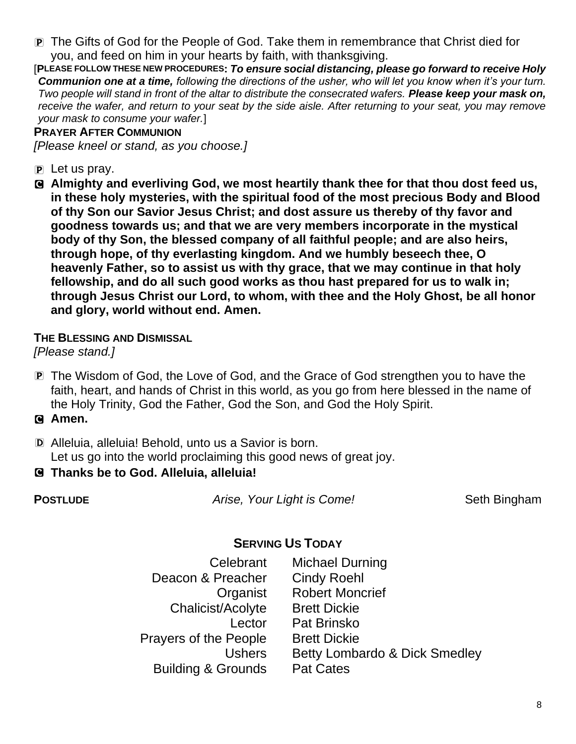P The Gifts of God for the People of God. Take them in remembrance that Christ died for you, and feed on him in your hearts by faith, with thanksgiving.

[**PLEASE FOLLOW THESE NEW PROCEDURES:** ***To ensure social distancing, please go forward to receive Holy Communion one at a time,*** *following the directions of the usher, who will let you know when it's your turn. Two people will stand in front of the altar to distribute the consecrated wafers.* ***Please keep your mask on,*** *receive the wafer, and return to your seat by the side aisle. After returning to your seat, you may remove your mask to consume your wafer.*]

**PRAYER AFTER COMMUNION**

*[Please kneel or stand, as you choose.]*

P Let us pray.

C **Almighty and everliving God, we most heartily thank thee for that thou dost feed us, in these holy mysteries, with the spiritual food of the most precious Body and Blood of thy Son our Savior Jesus Christ; and dost assure us thereby of thy favor and goodness towards us; and that we are very members incorporate in the mystical body of thy Son, the blessed company of all faithful people; and are also heirs, through hope, of thy everlasting kingdom. And we humbly beseech thee, O heavenly Father, so to assist us with thy grace, that we may continue in that holy fellowship, and do all such good works as thou hast prepared for us to walk in; through Jesus Christ our Lord, to whom, with thee and the Holy Ghost, be all honor and glory, world without end. Amen.**

**THE BLESSING AND DISMISSAL**

*[Please stand.]*

P The Wisdom of God, the Love of God, and the Grace of God strengthen you to have the faith, heart, and hands of Christ in this world, as you go from here blessed in the name of the Holy Trinity, God the Father, God the Son, and God the Holy Spirit.

C **Amen.**

D Alleluia, alleluia! Behold, unto us a Savior is born.
Let us go into the world proclaiming this good news of great joy.

C **Thanks be to God. Alleluia, alleluia!**

**POSTLUDE** *Arise, Your Light is Come!* Seth Bingham

**SERVING US TODAY**

| | |
|---|---|
| Celebrant | Michael Durning |
| Deacon & Preacher | Cindy Roehl |
| Organist | Robert Moncrief |
| Chalicist/Acolyte | Brett Dickie |
| Lector | Pat Brinsko |
| Prayers of the People | Brett Dickie |
| Ushers | Betty Lombardo & Dick Smedley |
| Building & Grounds | Pat Cates |